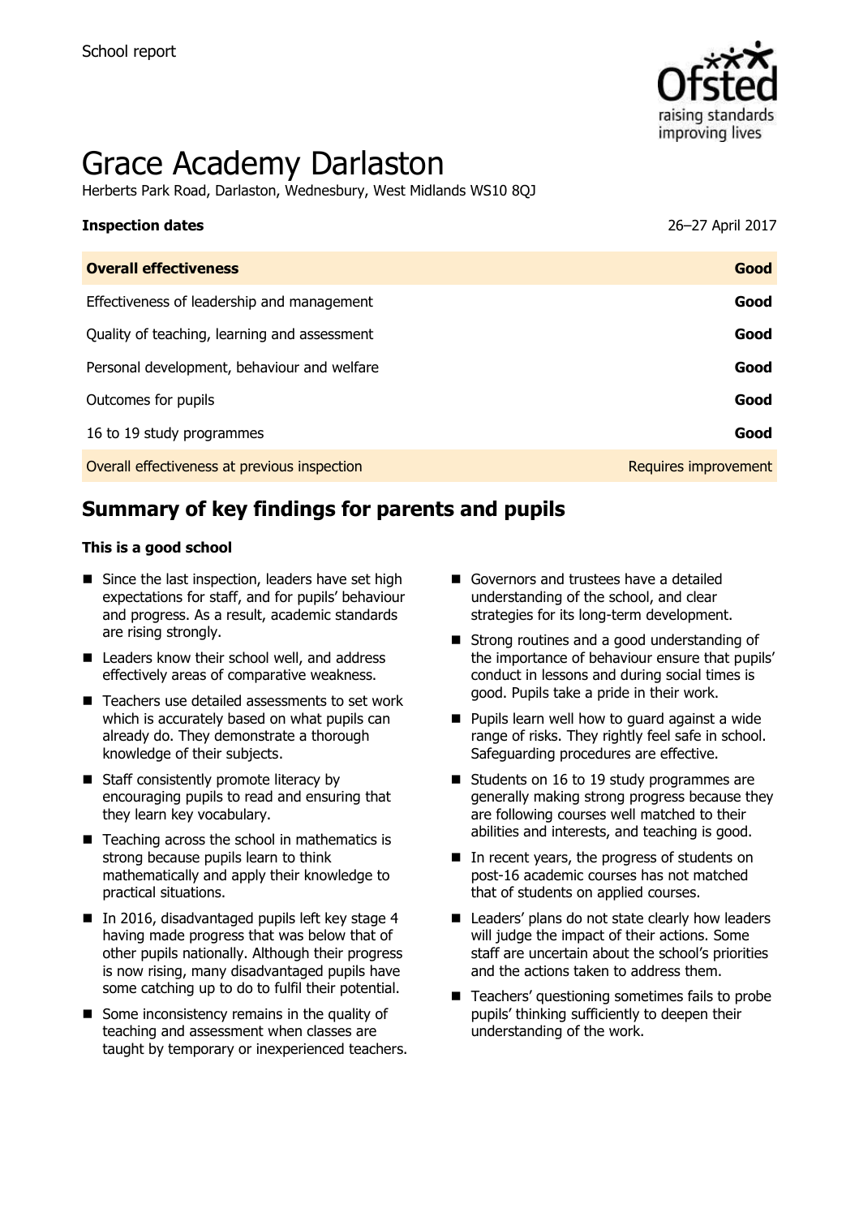School report

# Grace Academy Darlaston

Herberts Park Road, Darlaston, Wednesbury, West Midlands WS10 8QJ

| **Inspection dates** | 26–27 April 2017 |
| --- | --- |
| **Overall effectiveness** | **Good** |
| Effectiveness of leadership and management | **Good** |
| Quality of teaching, learning and assessment | **Good** |
| Personal development, behaviour and welfare | **Good** |
| Outcomes for pupils | **Good** |
| 16 to 19 study programmes | **Good** |
| Overall effectiveness at previous inspection | Requires improvement |

## Summary of key findings for parents and pupils

**This is a good school**

- Since the last inspection, leaders have set high expectations for staff, and for pupils' behaviour and progress. As a result, academic standards are rising strongly.
- Leaders know their school well, and address effectively areas of comparative weakness.
- Teachers use detailed assessments to set work which is accurately based on what pupils can already do. They demonstrate a thorough knowledge of their subjects.
- Staff consistently promote literacy by encouraging pupils to read and ensuring that they learn key vocabulary.
- Teaching across the school in mathematics is strong because pupils learn to think mathematically and apply their knowledge to practical situations.
- In 2016, disadvantaged pupils left key stage 4 having made progress that was below that of other pupils nationally. Although their progress is now rising, many disadvantaged pupils have some catching up to do to fulfil their potential.
- Some inconsistency remains in the quality of teaching and assessment when classes are taught by temporary or inexperienced teachers.
- Governors and trustees have a detailed understanding of the school, and clear strategies for its long-term development.
- Strong routines and a good understanding of the importance of behaviour ensure that pupils' conduct in lessons and during social times is good. Pupils take a pride in their work.
- Pupils learn well how to guard against a wide range of risks. They rightly feel safe in school. Safeguarding procedures are effective.
- Students on 16 to 19 study programmes are generally making strong progress because they are following courses well matched to their abilities and interests, and teaching is good.
- In recent years, the progress of students on post-16 academic courses has not matched that of students on applied courses.
- Leaders' plans do not state clearly how leaders will judge the impact of their actions. Some staff are uncertain about the school's priorities and the actions taken to address them.
- Teachers' questioning sometimes fails to probe pupils' thinking sufficiently to deepen their understanding of the work.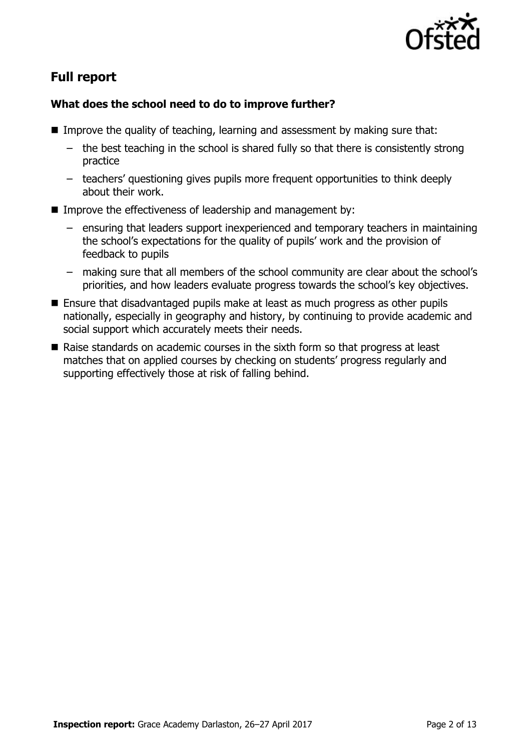## Full report

### What does the school need to do to improve further?

- Improve the quality of teaching, learning and assessment by making sure that:
  - the best teaching in the school is shared fully so that there is consistently strong practice
  - teachers' questioning gives pupils more frequent opportunities to think deeply about their work.
- Improve the effectiveness of leadership and management by:
  - ensuring that leaders support inexperienced and temporary teachers in maintaining the school's expectations for the quality of pupils' work and the provision of feedback to pupils
  - making sure that all members of the school community are clear about the school's priorities, and how leaders evaluate progress towards the school's key objectives.
- Ensure that disadvantaged pupils make at least as much progress as other pupils nationally, especially in geography and history, by continuing to provide academic and social support which accurately meets their needs.
- Raise standards on academic courses in the sixth form so that progress at least matches that on applied courses by checking on students' progress regularly and supporting effectively those at risk of falling behind.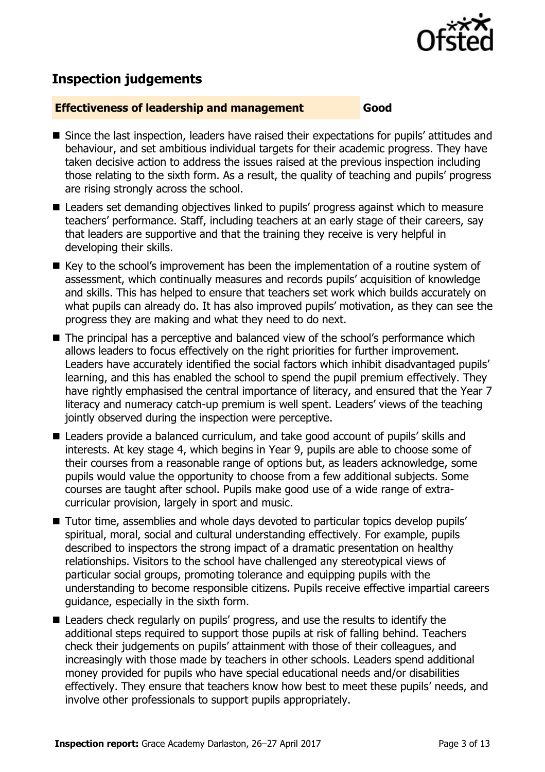## Inspection judgements

**Effectiveness of leadership and management** **Good**

- Since the last inspection, leaders have raised their expectations for pupils' attitudes and behaviour, and set ambitious individual targets for their academic progress. They have taken decisive action to address the issues raised at the previous inspection including those relating to the sixth form. As a result, the quality of teaching and pupils' progress are rising strongly across the school.
- Leaders set demanding objectives linked to pupils' progress against which to measure teachers' performance. Staff, including teachers at an early stage of their careers, say that leaders are supportive and that the training they receive is very helpful in developing their skills.
- Key to the school's improvement has been the implementation of a routine system of assessment, which continually measures and records pupils' acquisition of knowledge and skills. This has helped to ensure that teachers set work which builds accurately on what pupils can already do. It has also improved pupils' motivation, as they can see the progress they are making and what they need to do next.
- The principal has a perceptive and balanced view of the school's performance which allows leaders to focus effectively on the right priorities for further improvement. Leaders have accurately identified the social factors which inhibit disadvantaged pupils' learning, and this has enabled the school to spend the pupil premium effectively. They have rightly emphasised the central importance of literacy, and ensured that the Year 7 literacy and numeracy catch-up premium is well spent. Leaders' views of the teaching jointly observed during the inspection were perceptive.
- Leaders provide a balanced curriculum, and take good account of pupils' skills and interests. At key stage 4, which begins in Year 9, pupils are able to choose some of their courses from a reasonable range of options but, as leaders acknowledge, some pupils would value the opportunity to choose from a few additional subjects. Some courses are taught after school. Pupils make good use of a wide range of extra-curricular provision, largely in sport and music.
- Tutor time, assemblies and whole days devoted to particular topics develop pupils' spiritual, moral, social and cultural understanding effectively. For example, pupils described to inspectors the strong impact of a dramatic presentation on healthy relationships. Visitors to the school have challenged any stereotypical views of particular social groups, promoting tolerance and equipping pupils with the understanding to become responsible citizens. Pupils receive effective impartial careers guidance, especially in the sixth form.
- Leaders check regularly on pupils' progress, and use the results to identify the additional steps required to support those pupils at risk of falling behind. Teachers check their judgements on pupils' attainment with those of their colleagues, and increasingly with those made by teachers in other schools. Leaders spend additional money provided for pupils who have special educational needs and/or disabilities effectively. They ensure that teachers know how best to meet these pupils' needs, and involve other professionals to support pupils appropriately.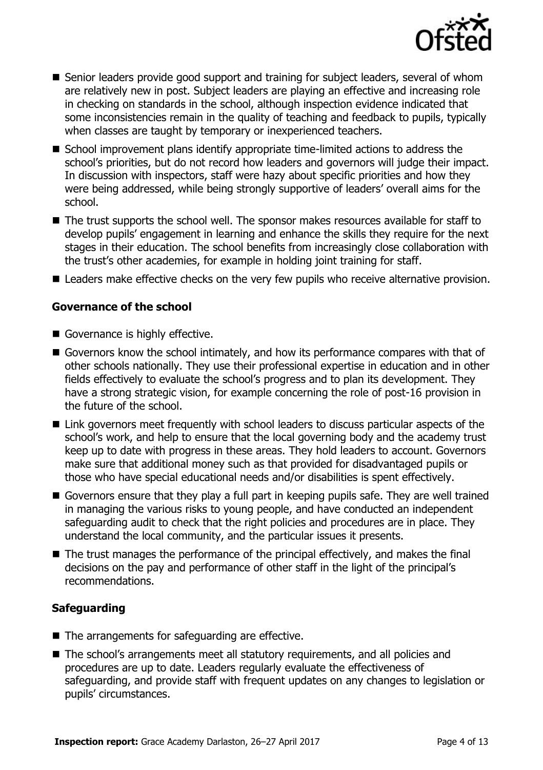- Senior leaders provide good support and training for subject leaders, several of whom are relatively new in post. Subject leaders are playing an effective and increasing role in checking on standards in the school, although inspection evidence indicated that some inconsistencies remain in the quality of teaching and feedback to pupils, typically when classes are taught by temporary or inexperienced teachers.
- School improvement plans identify appropriate time-limited actions to address the school's priorities, but do not record how leaders and governors will judge their impact. In discussion with inspectors, staff were hazy about specific priorities and how they were being addressed, while being strongly supportive of leaders' overall aims for the school.
- The trust supports the school well. The sponsor makes resources available for staff to develop pupils' engagement in learning and enhance the skills they require for the next stages in their education. The school benefits from increasingly close collaboration with the trust's other academies, for example in holding joint training for staff.
- Leaders make effective checks on the very few pupils who receive alternative provision.

### Governance of the school

- Governance is highly effective.
- Governors know the school intimately, and how its performance compares with that of other schools nationally. They use their professional expertise in education and in other fields effectively to evaluate the school's progress and to plan its development. They have a strong strategic vision, for example concerning the role of post-16 provision in the future of the school.
- Link governors meet frequently with school leaders to discuss particular aspects of the school's work, and help to ensure that the local governing body and the academy trust keep up to date with progress in these areas. They hold leaders to account. Governors make sure that additional money such as that provided for disadvantaged pupils or those who have special educational needs and/or disabilities is spent effectively.
- Governors ensure that they play a full part in keeping pupils safe. They are well trained in managing the various risks to young people, and have conducted an independent safeguarding audit to check that the right policies and procedures are in place. They understand the local community, and the particular issues it presents.
- The trust manages the performance of the principal effectively, and makes the final decisions on the pay and performance of other staff in the light of the principal's recommendations.

### Safeguarding

- The arrangements for safeguarding are effective.
- The school's arrangements meet all statutory requirements, and all policies and procedures are up to date. Leaders regularly evaluate the effectiveness of safeguarding, and provide staff with frequent updates on any changes to legislation or pupils' circumstances.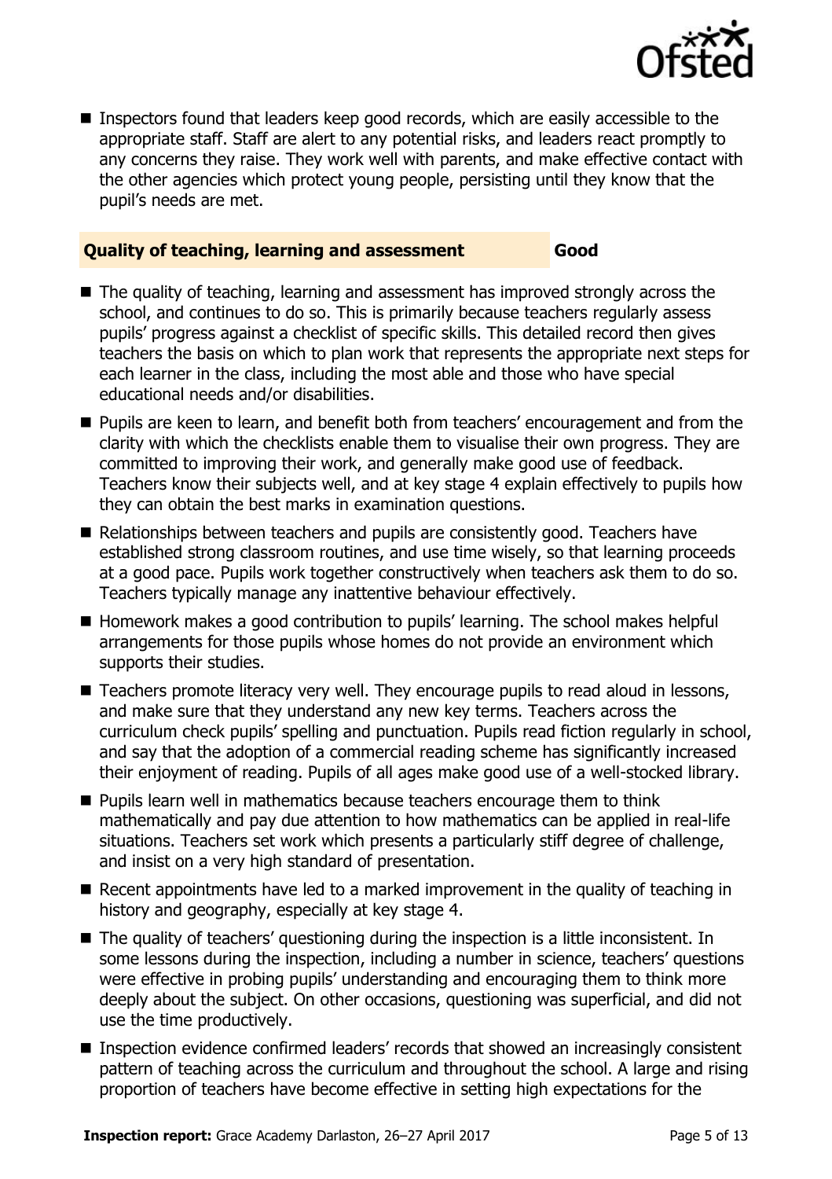- Inspectors found that leaders keep good records, which are easily accessible to the appropriate staff. Staff are alert to any potential risks, and leaders react promptly to any concerns they raise. They work well with parents, and make effective contact with the other agencies which protect young people, persisting until they know that the pupil's needs are met.

## Quality of teaching, learning and assessment — Good

- The quality of teaching, learning and assessment has improved strongly across the school, and continues to do so. This is primarily because teachers regularly assess pupils' progress against a checklist of specific skills. This detailed record then gives teachers the basis on which to plan work that represents the appropriate next steps for each learner in the class, including the most able and those who have special educational needs and/or disabilities.
- Pupils are keen to learn, and benefit both from teachers' encouragement and from the clarity with which the checklists enable them to visualise their own progress. They are committed to improving their work, and generally make good use of feedback. Teachers know their subjects well, and at key stage 4 explain effectively to pupils how they can obtain the best marks in examination questions.
- Relationships between teachers and pupils are consistently good. Teachers have established strong classroom routines, and use time wisely, so that learning proceeds at a good pace. Pupils work together constructively when teachers ask them to do so. Teachers typically manage any inattentive behaviour effectively.
- Homework makes a good contribution to pupils' learning. The school makes helpful arrangements for those pupils whose homes do not provide an environment which supports their studies.
- Teachers promote literacy very well. They encourage pupils to read aloud in lessons, and make sure that they understand any new key terms. Teachers across the curriculum check pupils' spelling and punctuation. Pupils read fiction regularly in school, and say that the adoption of a commercial reading scheme has significantly increased their enjoyment of reading. Pupils of all ages make good use of a well-stocked library.
- Pupils learn well in mathematics because teachers encourage them to think mathematically and pay due attention to how mathematics can be applied in real-life situations. Teachers set work which presents a particularly stiff degree of challenge, and insist on a very high standard of presentation.
- Recent appointments have led to a marked improvement in the quality of teaching in history and geography, especially at key stage 4.
- The quality of teachers' questioning during the inspection is a little inconsistent. In some lessons during the inspection, including a number in science, teachers' questions were effective in probing pupils' understanding and encouraging them to think more deeply about the subject. On other occasions, questioning was superficial, and did not use the time productively.
- Inspection evidence confirmed leaders' records that showed an increasingly consistent pattern of teaching across the curriculum and throughout the school. A large and rising proportion of teachers have become effective in setting high expectations for the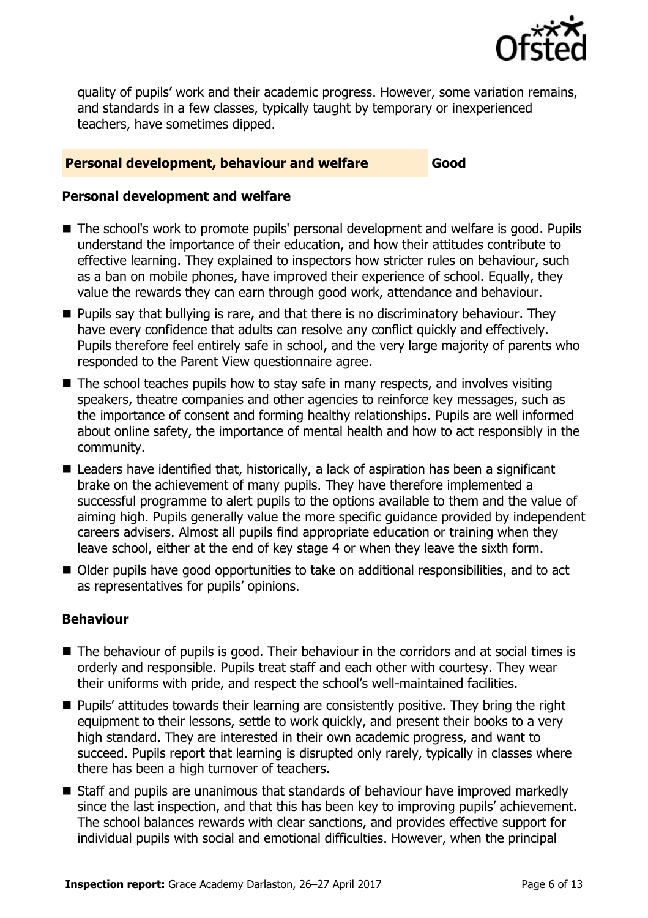quality of pupils' work and their academic progress. However, some variation remains, and standards in a few classes, typically taught by temporary or inexperienced teachers, have sometimes dipped.

| Personal development, behaviour and welfare | Good |
| --- | --- |

### Personal development and welfare

- The school's work to promote pupils' personal development and welfare is good. Pupils understand the importance of their education, and how their attitudes contribute to effective learning. They explained to inspectors how stricter rules on behaviour, such as a ban on mobile phones, have improved their experience of school. Equally, they value the rewards they can earn through good work, attendance and behaviour.
- Pupils say that bullying is rare, and that there is no discriminatory behaviour. They have every confidence that adults can resolve any conflict quickly and effectively. Pupils therefore feel entirely safe in school, and the very large majority of parents who responded to the Parent View questionnaire agree.
- The school teaches pupils how to stay safe in many respects, and involves visiting speakers, theatre companies and other agencies to reinforce key messages, such as the importance of consent and forming healthy relationships. Pupils are well informed about online safety, the importance of mental health and how to act responsibly in the community.
- Leaders have identified that, historically, a lack of aspiration has been a significant brake on the achievement of many pupils. They have therefore implemented a successful programme to alert pupils to the options available to them and the value of aiming high. Pupils generally value the more specific guidance provided by independent careers advisers. Almost all pupils find appropriate education or training when they leave school, either at the end of key stage 4 or when they leave the sixth form.
- Older pupils have good opportunities to take on additional responsibilities, and to act as representatives for pupils' opinions.

### Behaviour

- The behaviour of pupils is good. Their behaviour in the corridors and at social times is orderly and responsible. Pupils treat staff and each other with courtesy. They wear their uniforms with pride, and respect the school's well-maintained facilities.
- Pupils' attitudes towards their learning are consistently positive. They bring the right equipment to their lessons, settle to work quickly, and present their books to a very high standard. They are interested in their own academic progress, and want to succeed. Pupils report that learning is disrupted only rarely, typically in classes where there has been a high turnover of teachers.
- Staff and pupils are unanimous that standards of behaviour have improved markedly since the last inspection, and that this has been key to improving pupils' achievement. The school balances rewards with clear sanctions, and provides effective support for individual pupils with social and emotional difficulties. However, when the principal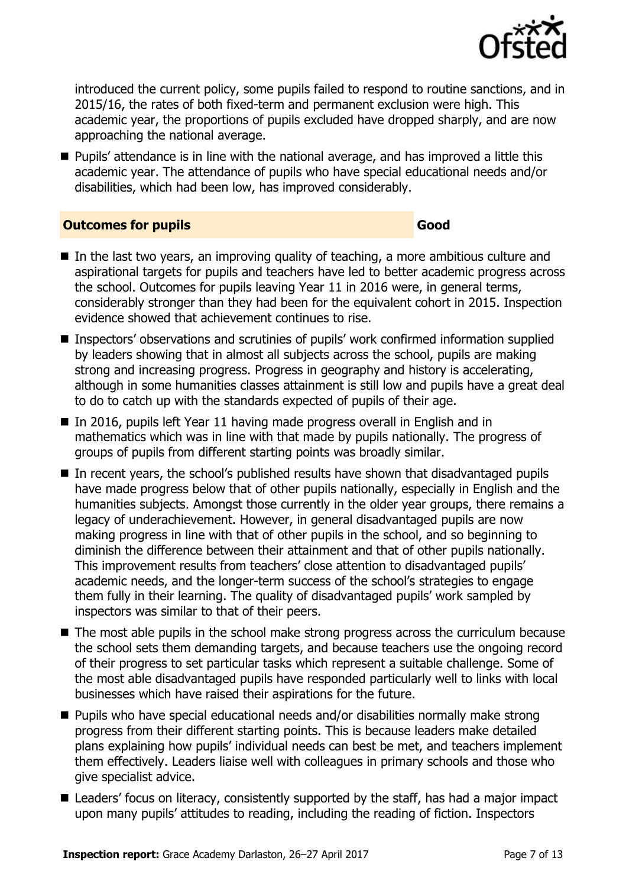introduced the current policy, some pupils failed to respond to routine sanctions, and in 2015/16, the rates of both fixed-term and permanent exclusion were high. This academic year, the proportions of pupils excluded have dropped sharply, and are now approaching the national average.

- Pupils' attendance is in line with the national average, and has improved a little this academic year. The attendance of pupils who have special educational needs and/or disabilities, which had been low, has improved considerably.

## Outcomes for pupils — Good

- In the last two years, an improving quality of teaching, a more ambitious culture and aspirational targets for pupils and teachers have led to better academic progress across the school. Outcomes for pupils leaving Year 11 in 2016 were, in general terms, considerably stronger than they had been for the equivalent cohort in 2015. Inspection evidence showed that achievement continues to rise.
- Inspectors' observations and scrutinies of pupils' work confirmed information supplied by leaders showing that in almost all subjects across the school, pupils are making strong and increasing progress. Progress in geography and history is accelerating, although in some humanities classes attainment is still low and pupils have a great deal to do to catch up with the standards expected of pupils of their age.
- In 2016, pupils left Year 11 having made progress overall in English and in mathematics which was in line with that made by pupils nationally. The progress of groups of pupils from different starting points was broadly similar.
- In recent years, the school's published results have shown that disadvantaged pupils have made progress below that of other pupils nationally, especially in English and the humanities subjects. Amongst those currently in the older year groups, there remains a legacy of underachievement. However, in general disadvantaged pupils are now making progress in line with that of other pupils in the school, and so beginning to diminish the difference between their attainment and that of other pupils nationally. This improvement results from teachers' close attention to disadvantaged pupils' academic needs, and the longer-term success of the school's strategies to engage them fully in their learning. The quality of disadvantaged pupils' work sampled by inspectors was similar to that of their peers.
- The most able pupils in the school make strong progress across the curriculum because the school sets them demanding targets, and because teachers use the ongoing record of their progress to set particular tasks which represent a suitable challenge. Some of the most able disadvantaged pupils have responded particularly well to links with local businesses which have raised their aspirations for the future.
- Pupils who have special educational needs and/or disabilities normally make strong progress from their different starting points. This is because leaders make detailed plans explaining how pupils' individual needs can best be met, and teachers implement them effectively. Leaders liaise well with colleagues in primary schools and those who give specialist advice.
- Leaders' focus on literacy, consistently supported by the staff, has had a major impact upon many pupils' attitudes to reading, including the reading of fiction. Inspectors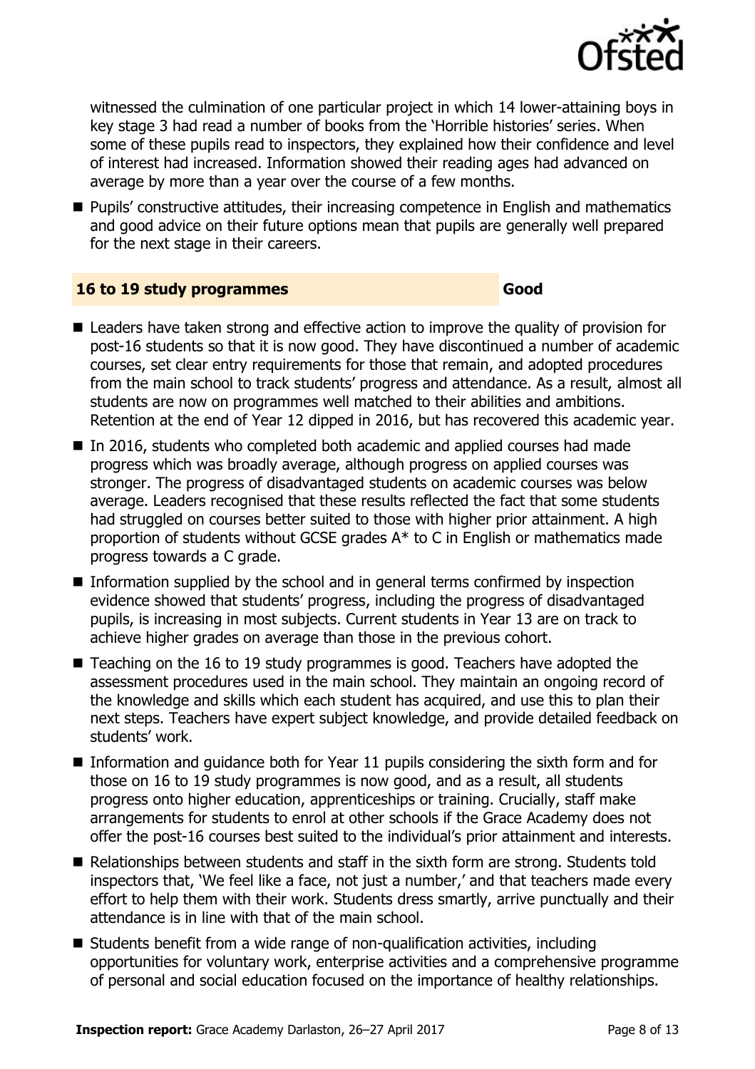witnessed the culmination of one particular project in which 14 lower-attaining boys in key stage 3 had read a number of books from the 'Horrible histories' series. When some of these pupils read to inspectors, they explained how their confidence and level of interest had increased. Information showed their reading ages had advanced on average by more than a year over the course of a few months.

- Pupils' constructive attitudes, their increasing competence in English and mathematics and good advice on their future options mean that pupils are generally well prepared for the next stage in their careers.

## 16 to 19 study programmes — Good

- Leaders have taken strong and effective action to improve the quality of provision for post-16 students so that it is now good. They have discontinued a number of academic courses, set clear entry requirements for those that remain, and adopted procedures from the main school to track students' progress and attendance. As a result, almost all students are now on programmes well matched to their abilities and ambitions. Retention at the end of Year 12 dipped in 2016, but has recovered this academic year.
- In 2016, students who completed both academic and applied courses had made progress which was broadly average, although progress on applied courses was stronger. The progress of disadvantaged students on academic courses was below average. Leaders recognised that these results reflected the fact that some students had struggled on courses better suited to those with higher prior attainment. A high proportion of students without GCSE grades A* to C in English or mathematics made progress towards a C grade.
- Information supplied by the school and in general terms confirmed by inspection evidence showed that students' progress, including the progress of disadvantaged pupils, is increasing in most subjects. Current students in Year 13 are on track to achieve higher grades on average than those in the previous cohort.
- Teaching on the 16 to 19 study programmes is good. Teachers have adopted the assessment procedures used in the main school. They maintain an ongoing record of the knowledge and skills which each student has acquired, and use this to plan their next steps. Teachers have expert subject knowledge, and provide detailed feedback on students' work.
- Information and guidance both for Year 11 pupils considering the sixth form and for those on 16 to 19 study programmes is now good, and as a result, all students progress onto higher education, apprenticeships or training. Crucially, staff make arrangements for students to enrol at other schools if the Grace Academy does not offer the post-16 courses best suited to the individual's prior attainment and interests.
- Relationships between students and staff in the sixth form are strong. Students told inspectors that, 'We feel like a face, not just a number,' and that teachers made every effort to help them with their work. Students dress smartly, arrive punctually and their attendance is in line with that of the main school.
- Students benefit from a wide range of non-qualification activities, including opportunities for voluntary work, enterprise activities and a comprehensive programme of personal and social education focused on the importance of healthy relationships.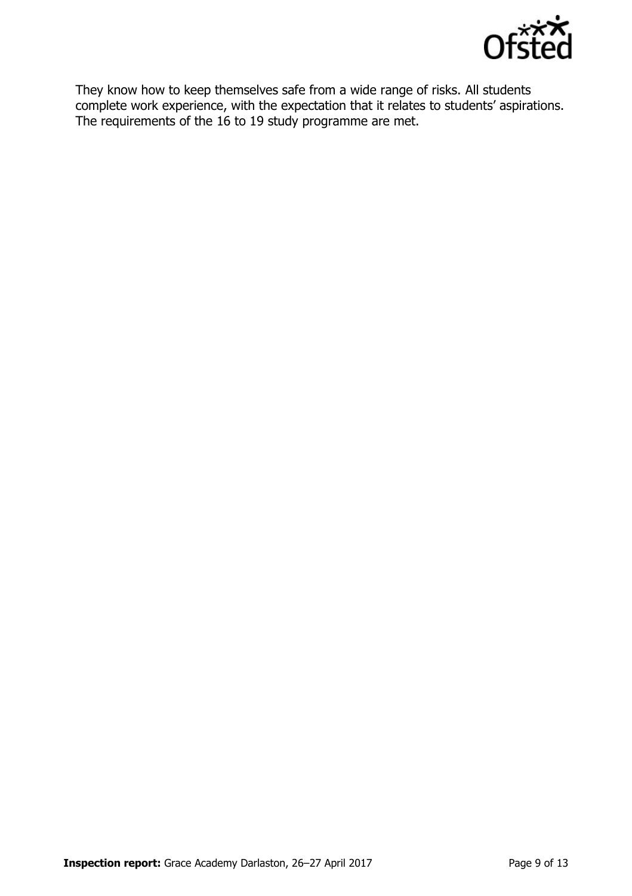They know how to keep themselves safe from a wide range of risks. All students complete work experience, with the expectation that it relates to students' aspirations. The requirements of the 16 to 19 study programme are met.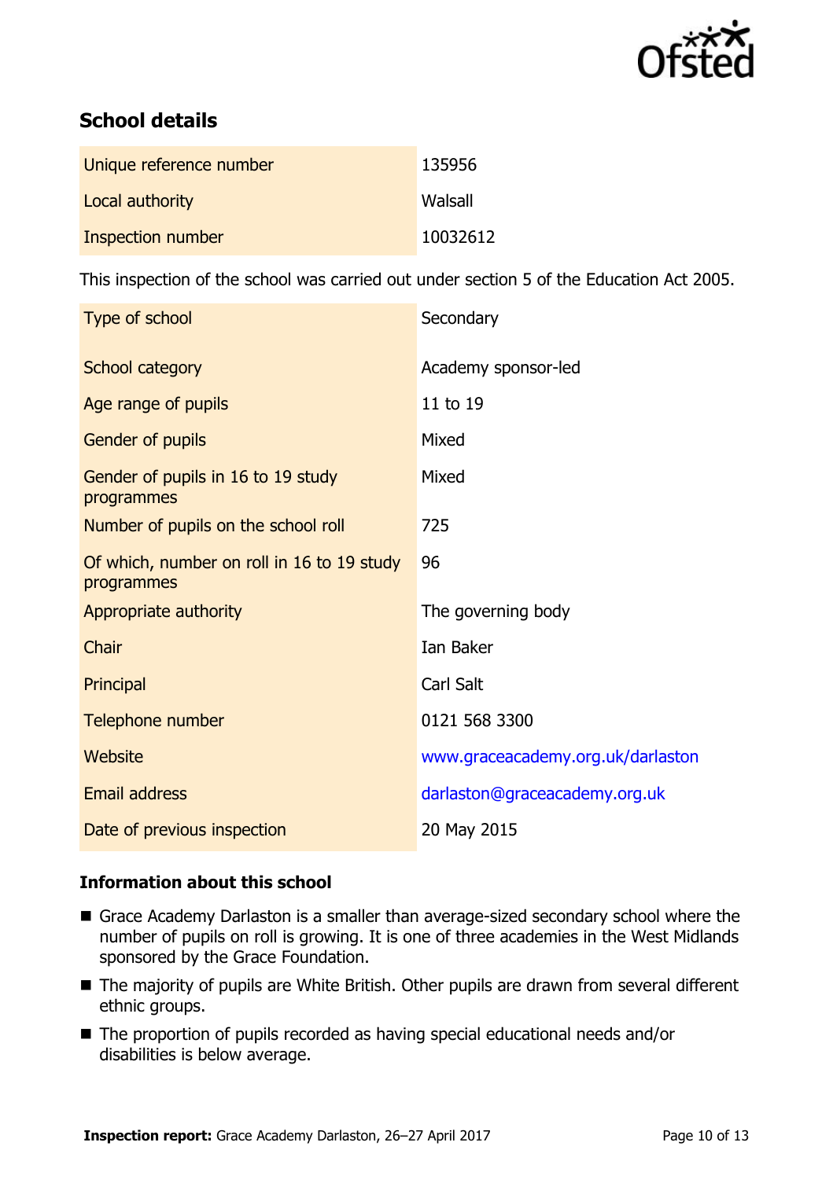## School details

| | |
|---|---|
| Unique reference number | 135956 |
| Local authority | Walsall |
| Inspection number | 10032612 |

This inspection of the school was carried out under section 5 of the Education Act 2005.

| | |
|---|---|
| Type of school | Secondary |
| School category | Academy sponsor-led |
| Age range of pupils | 11 to 19 |
| Gender of pupils | Mixed |
| Gender of pupils in 16 to 19 study programmes | Mixed |
| Number of pupils on the school roll | 725 |
| Of which, number on roll in 16 to 19 study programmes | 96 |
| Appropriate authority | The governing body |
| Chair | Ian Baker |
| Principal | Carl Salt |
| Telephone number | 0121 568 3300 |
| Website | www.graceacademy.org.uk/darlaston |
| Email address | darlaston@graceacademy.org.uk |
| Date of previous inspection | 20 May 2015 |

### Information about this school

- Grace Academy Darlaston is a smaller than average-sized secondary school where the number of pupils on roll is growing. It is one of three academies in the West Midlands sponsored by the Grace Foundation.
- The majority of pupils are White British. Other pupils are drawn from several different ethnic groups.
- The proportion of pupils recorded as having special educational needs and/or disabilities is below average.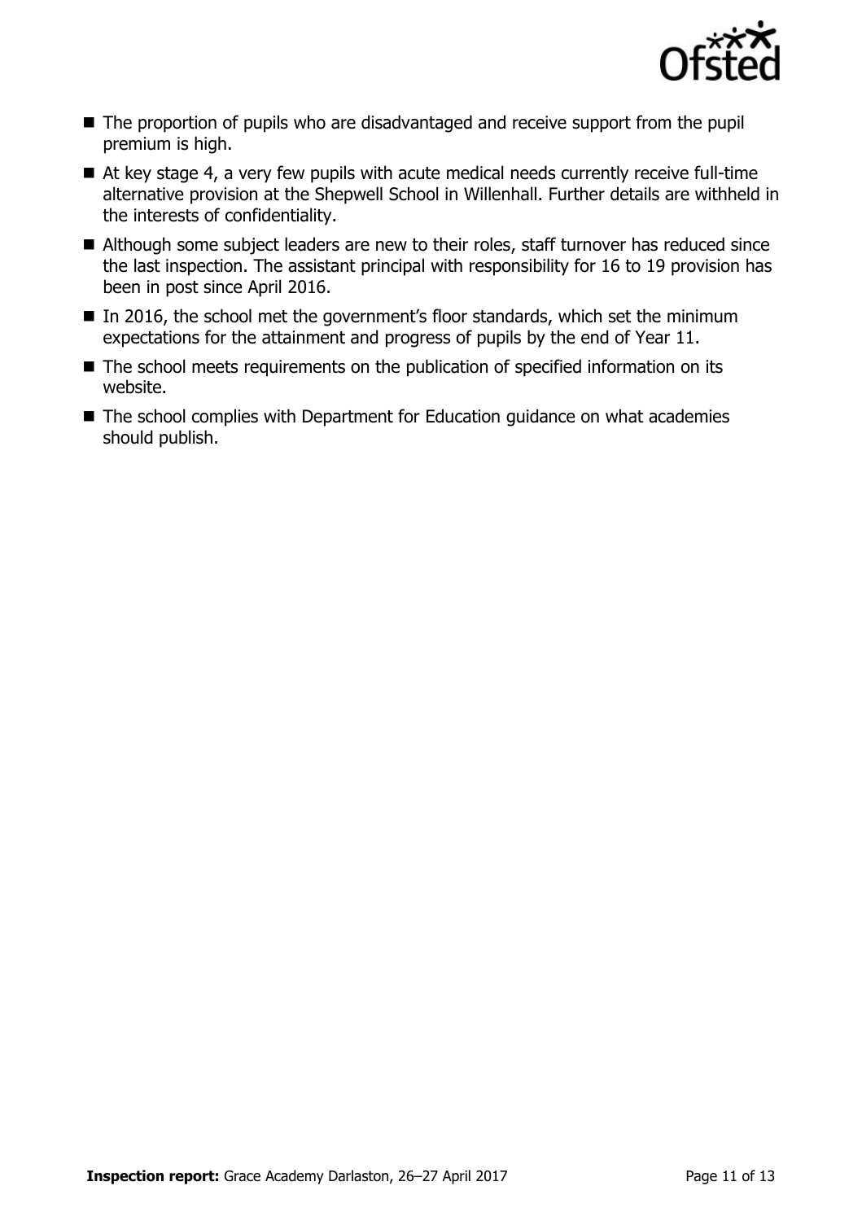- The proportion of pupils who are disadvantaged and receive support from the pupil premium is high.
- At key stage 4, a very few pupils with acute medical needs currently receive full-time alternative provision at the Shepwell School in Willenhall. Further details are withheld in the interests of confidentiality.
- Although some subject leaders are new to their roles, staff turnover has reduced since the last inspection. The assistant principal with responsibility for 16 to 19 provision has been in post since April 2016.
- In 2016, the school met the government's floor standards, which set the minimum expectations for the attainment and progress of pupils by the end of Year 11.
- The school meets requirements on the publication of specified information on its website.
- The school complies with Department for Education guidance on what academies should publish.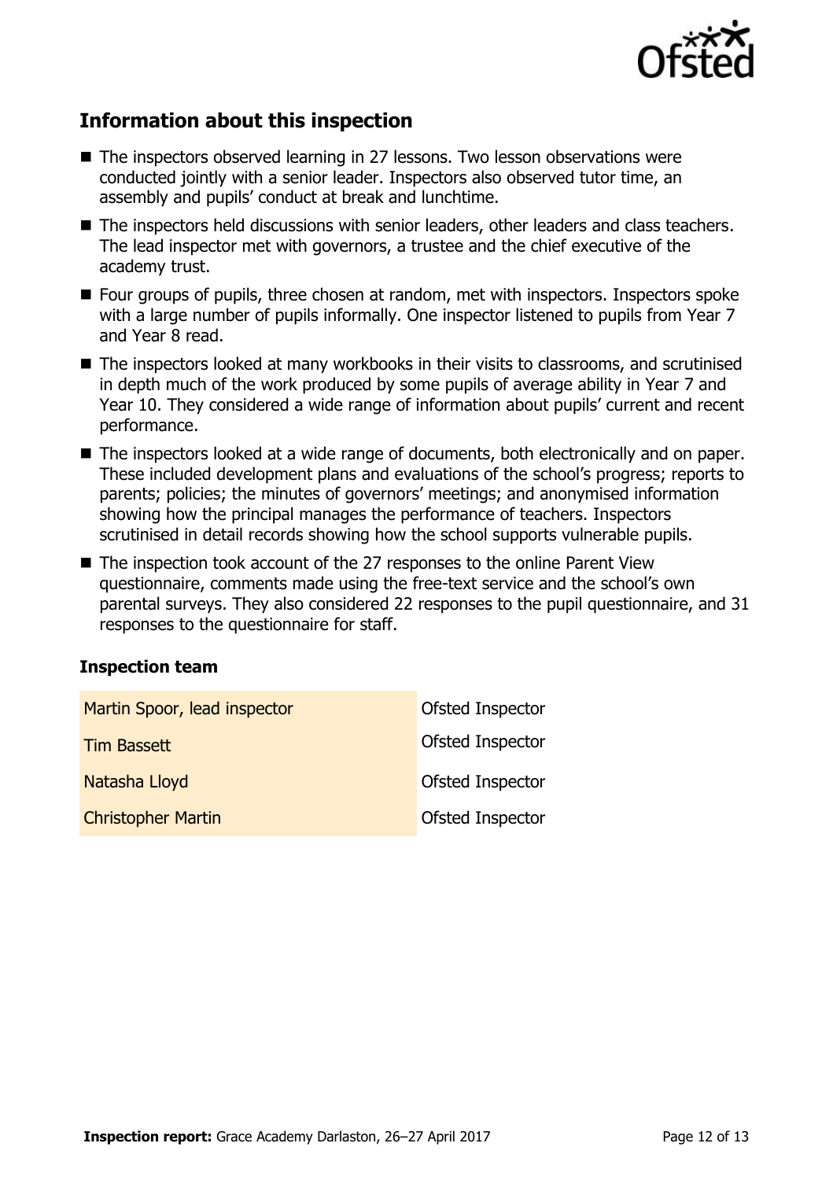## Information about this inspection

- The inspectors observed learning in 27 lessons. Two lesson observations were conducted jointly with a senior leader. Inspectors also observed tutor time, an assembly and pupils' conduct at break and lunchtime.
- The inspectors held discussions with senior leaders, other leaders and class teachers. The lead inspector met with governors, a trustee and the chief executive of the academy trust.
- Four groups of pupils, three chosen at random, met with inspectors. Inspectors spoke with a large number of pupils informally. One inspector listened to pupils from Year 7 and Year 8 read.
- The inspectors looked at many workbooks in their visits to classrooms, and scrutinised in depth much of the work produced by some pupils of average ability in Year 7 and Year 10. They considered a wide range of information about pupils' current and recent performance.
- The inspectors looked at a wide range of documents, both electronically and on paper. These included development plans and evaluations of the school's progress; reports to parents; policies; the minutes of governors' meetings; and anonymised information showing how the principal manages the performance of teachers. Inspectors scrutinised in detail records showing how the school supports vulnerable pupils.
- The inspection took account of the 27 responses to the online Parent View questionnaire, comments made using the free-text service and the school's own parental surveys. They also considered 22 responses to the pupil questionnaire, and 31 responses to the questionnaire for staff.

### Inspection team

| | |
|---|---|
| Martin Spoor, lead inspector | Ofsted Inspector |
| Tim Bassett | Ofsted Inspector |
| Natasha Lloyd | Ofsted Inspector |
| Christopher Martin | Ofsted Inspector |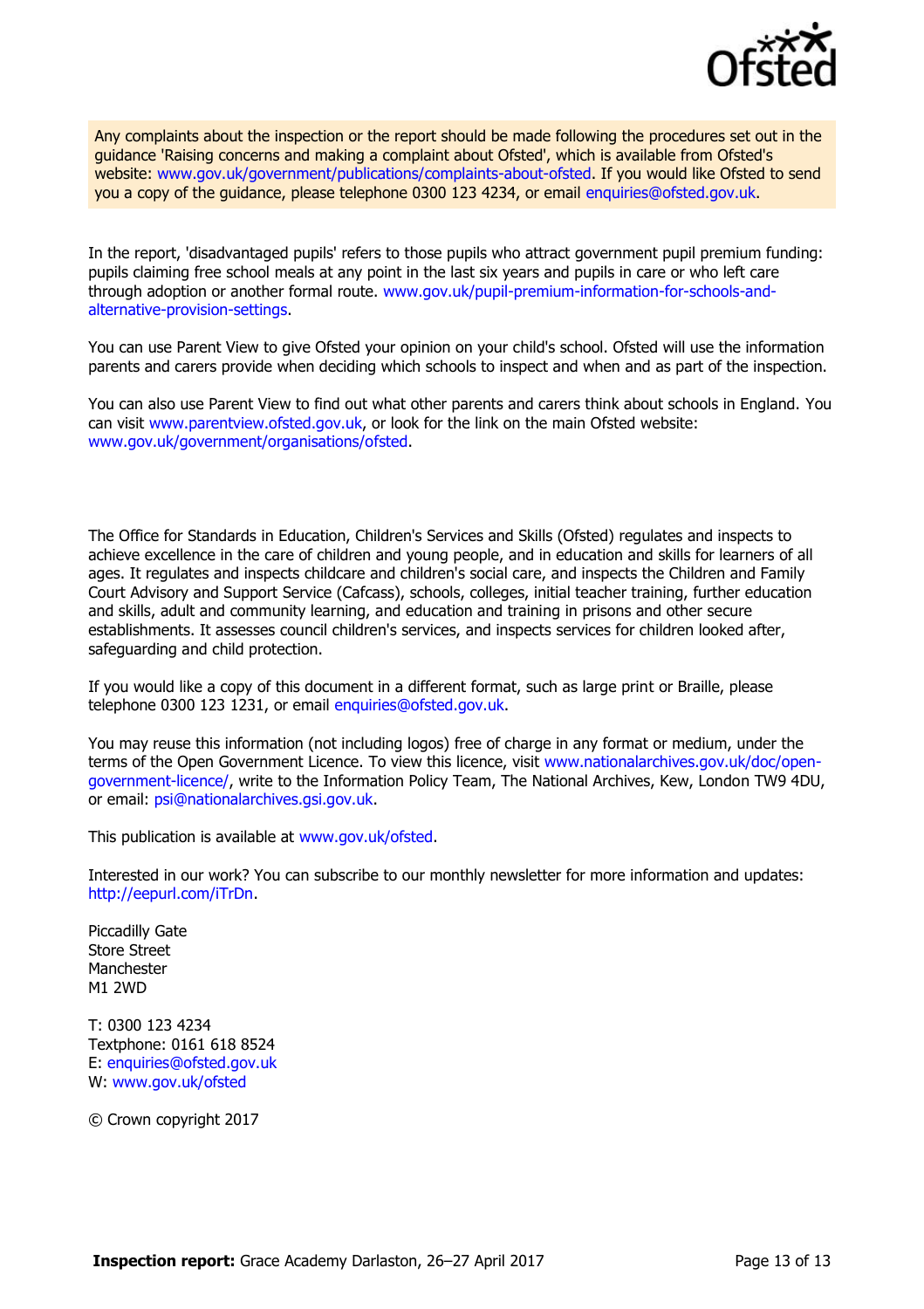Any complaints about the inspection or the report should be made following the procedures set out in the guidance 'Raising concerns and making a complaint about Ofsted', which is available from Ofsted's website: www.gov.uk/government/publications/complaints-about-ofsted. If you would like Ofsted to send you a copy of the guidance, please telephone 0300 123 4234, or email enquiries@ofsted.gov.uk.

In the report, 'disadvantaged pupils' refers to those pupils who attract government pupil premium funding: pupils claiming free school meals at any point in the last six years and pupils in care or who left care through adoption or another formal route. www.gov.uk/pupil-premium-information-for-schools-and-alternative-provision-settings.

You can use Parent View to give Ofsted your opinion on your child's school. Ofsted will use the information parents and carers provide when deciding which schools to inspect and when and as part of the inspection.

You can also use Parent View to find out what other parents and carers think about schools in England. You can visit www.parentview.ofsted.gov.uk, or look for the link on the main Ofsted website: www.gov.uk/government/organisations/ofsted.

The Office for Standards in Education, Children's Services and Skills (Ofsted) regulates and inspects to achieve excellence in the care of children and young people, and in education and skills for learners of all ages. It regulates and inspects childcare and children's social care, and inspects the Children and Family Court Advisory and Support Service (Cafcass), schools, colleges, initial teacher training, further education and skills, adult and community learning, and education and training in prisons and other secure establishments. It assesses council children's services, and inspects services for children looked after, safeguarding and child protection.

If you would like a copy of this document in a different format, such as large print or Braille, please telephone 0300 123 1231, or email enquiries@ofsted.gov.uk.

You may reuse this information (not including logos) free of charge in any format or medium, under the terms of the Open Government Licence. To view this licence, visit www.nationalarchives.gov.uk/doc/open-government-licence/, write to the Information Policy Team, The National Archives, Kew, London TW9 4DU, or email: psi@nationalarchives.gsi.gov.uk.

This publication is available at www.gov.uk/ofsted.

Interested in our work? You can subscribe to our monthly newsletter for more information and updates: http://eepurl.com/iTrDn.

Piccadilly Gate
Store Street
Manchester
M1 2WD

T: 0300 123 4234
Textphone: 0161 618 8524
E: enquiries@ofsted.gov.uk
W: www.gov.uk/ofsted

© Crown copyright 2017